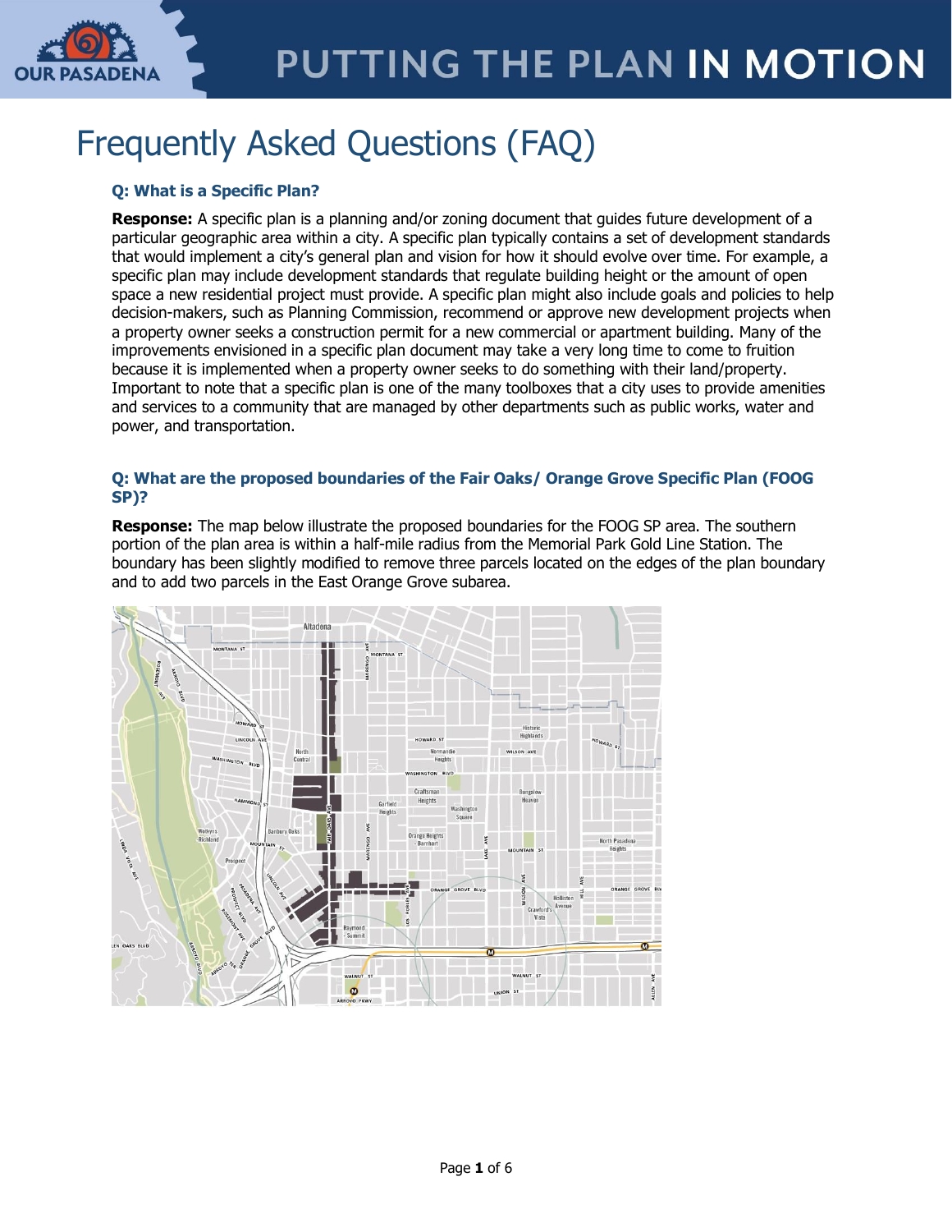# Frequently Asked Questions (FAQ)

### Q: What is a Specific Plan?

**Response:** A specific plan is a planning and/or zoning document that guides future development of a particular geographic area within a city. A specific plan typically contains a set of development standards that would implement a city's general plan and vision for how it should evolve over time. For example, a specific plan may include development standards that regulate building height or the amount of open space a new residential project must provide. A specific plan might also include goals and policies to help decision-makers, such as Planning Commission, recommend or approve new development projects when a property owner seeks a construction permit for a new commercial or apartment building. Many of the improvements envisioned in a specific plan document may take a very long time to come to fruition because it is implemented when a property owner seeks to do something with their land/property. Important to note that a specific plan is one of the many toolboxes that a city uses to provide amenities and services to a community that are managed by other departments such as public works, water and power, and transportation.

### Q: What are the proposed boundaries of the Fair Oaks/ Orange Grove Specific Plan (FOOG SP)?

**Response:** The map below illustrate the proposed boundaries for the FOOG SP area. The southern portion of the plan area is within a half-mile radius from the Memorial Park Gold Line Station. The boundary has been slightly modified to remove three parcels located on the edges of the plan boundary and to add two parcels in the East Orange Grove subarea.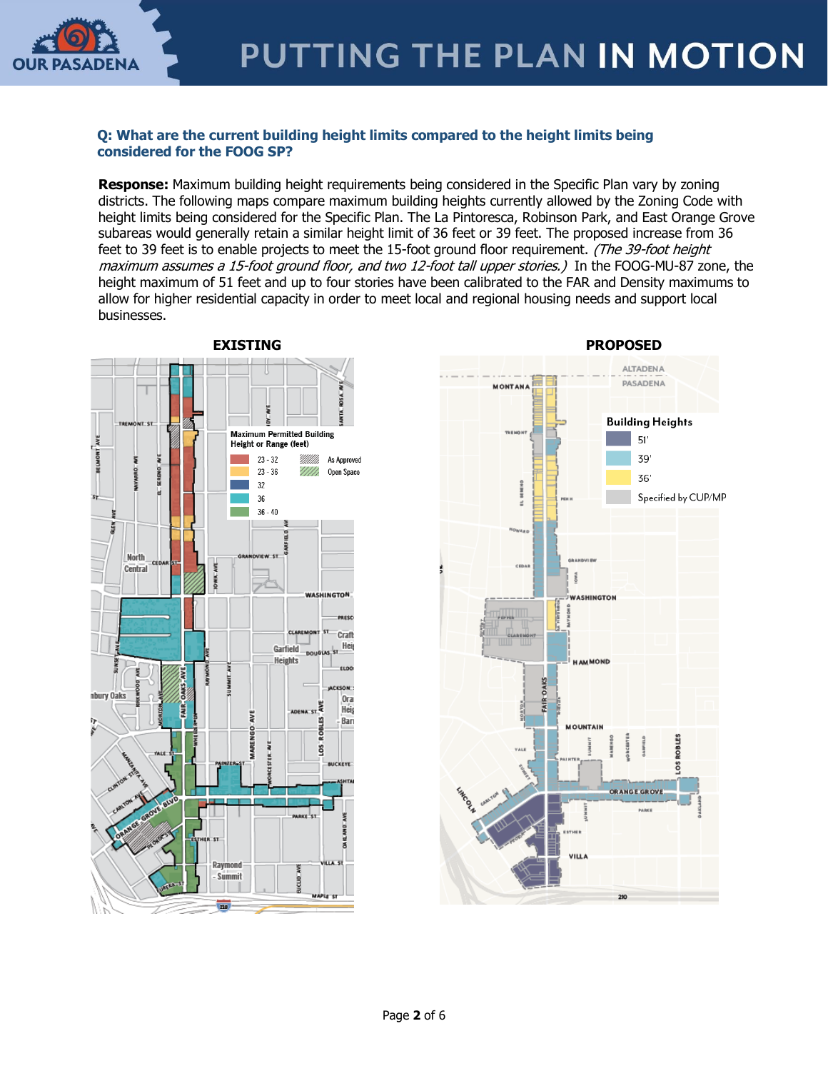**Q: What are the current building height limits compared to the height limits being considered for the FOOG SP?**

**Response:** Maximum building height requirements being considered in the Specific Plan vary by zoning districts. The following maps compare maximum building heights currently allowed by the Zoning Code with height limits being considered for the Specific Plan. The La Pintoresca, Robinson Park, and East Orange Grove subareas would generally retain a similar height limit of 36 feet or 39 feet. The proposed increase from 36 feet to 39 feet is to enable projects to meet the 15-foot ground floor requirement. *(The 39-foot height maximum assumes a 15-foot ground floor, and two 12-foot tall upper stories.)* In the FOOG-MU-87 zone, the height maximum of 51 feet and up to four stories have been calibrated to the FAR and Density maximums to allow for higher residential capacity in order to meet local and regional housing needs and support local businesses.

**EXISTING**

Maximum Permitted Building Height or Range (feet)

- 23 - 32
- 23 - 36
- 32
- 36
- 36 - 40
- As Approved
- Open Space

**PROPOSED**

Building Heights

- 51'
- 39'
- 36'
- Specified by CUP/MP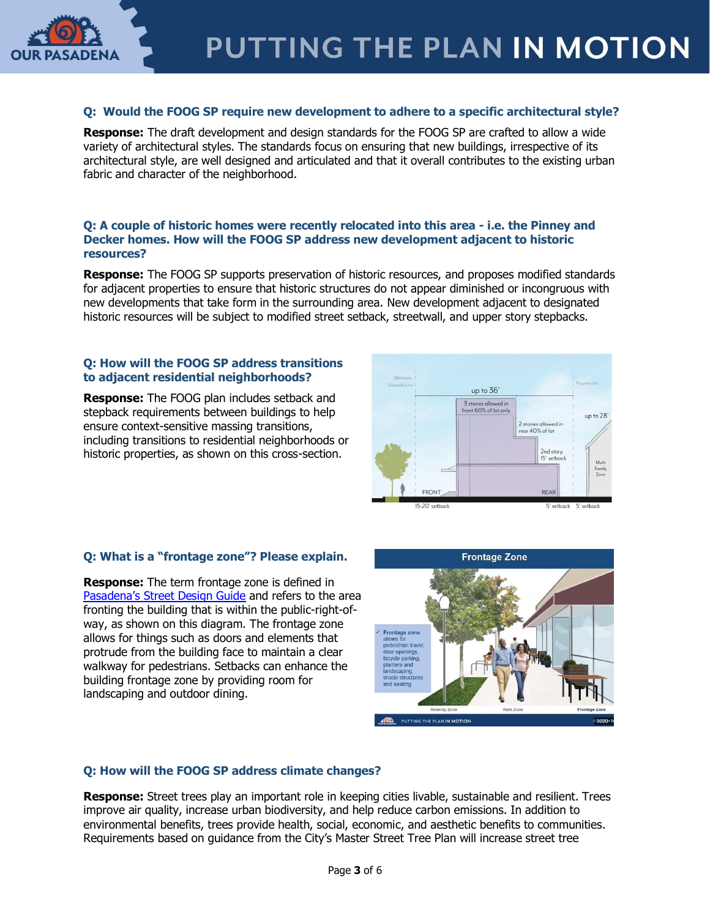**Q: Would the FOOG SP require new development to adhere to a specific architectural style?**

**Response:** The draft development and design standards for the FOOG SP are crafted to allow a wide variety of architectural styles. The standards focus on ensuring that new buildings, irrespective of its architectural style, are well designed and articulated and that it overall contributes to the existing urban fabric and character of the neighborhood.

**Q: A couple of historic homes were recently relocated into this area - i.e. the Pinney and Decker homes. How will the FOOG SP address new development adjacent to historic resources?**

**Response:** The FOOG SP supports preservation of historic resources, and proposes modified standards for adjacent properties to ensure that historic structures do not appear diminished or incongruous with new developments that take form in the surrounding area. New development adjacent to designated historic resources will be subject to modified street setback, streetwall, and upper story stepbacks.

**Q: How will the FOOG SP address transitions to adjacent residential neighborhoods?**

**Response:** The FOOG plan includes setback and stepback requirements between buildings to help ensure context-sensitive massing transitions, including transitions to residential neighborhoods or historic properties, as shown on this cross-section.

**Q: What is a "frontage zone"? Please explain.**

**Response:** The term frontage zone is defined in Pasadena's Street Design Guide and refers to the area fronting the building that is within the public-right-of-way, as shown on this diagram. The frontage zone allows for things such as doors and elements that protrude from the building face to maintain a clear walkway for pedestrians. Setbacks can enhance the building frontage zone by providing room for landscaping and outdoor dining.

**Q: How will the FOOG SP address climate changes?**

**Response:** Street trees play an important role in keeping cities livable, sustainable and resilient. Trees improve air quality, increase urban biodiversity, and help reduce carbon emissions. In addition to environmental benefits, trees provide health, social, economic, and aesthetic benefits to communities. Requirements based on guidance from the City's Master Street Tree Plan will increase street tree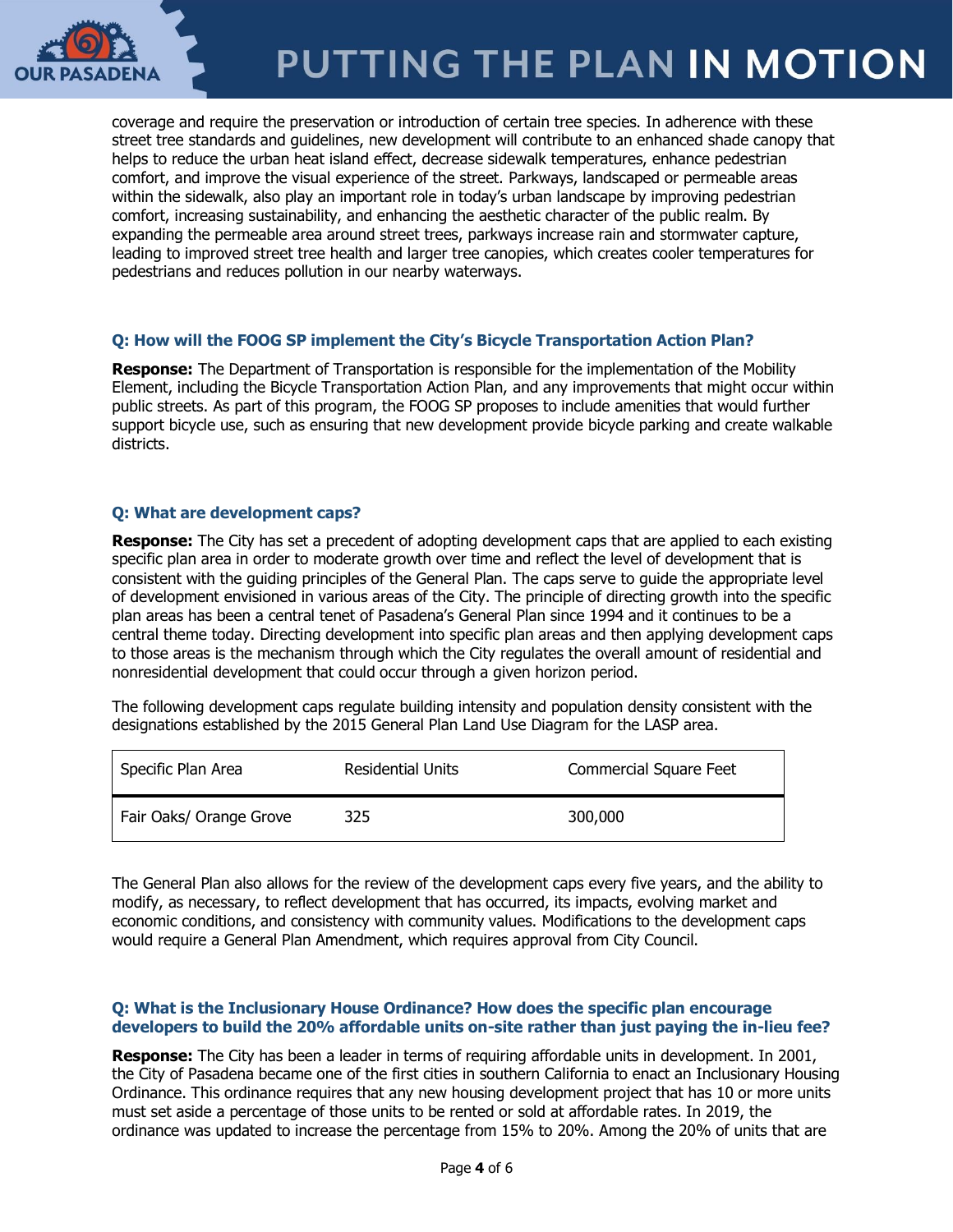coverage and require the preservation or introduction of certain tree species. In adherence with these street tree standards and guidelines, new development will contribute to an enhanced shade canopy that helps to reduce the urban heat island effect, decrease sidewalk temperatures, enhance pedestrian comfort, and improve the visual experience of the street. Parkways, landscaped or permeable areas within the sidewalk, also play an important role in today's urban landscape by improving pedestrian comfort, increasing sustainability, and enhancing the aesthetic character of the public realm. By expanding the permeable area around street trees, parkways increase rain and stormwater capture, leading to improved street tree health and larger tree canopies, which creates cooler temperatures for pedestrians and reduces pollution in our nearby waterways.

### Q: How will the FOOG SP implement the City's Bicycle Transportation Action Plan?

**Response:** The Department of Transportation is responsible for the implementation of the Mobility Element, including the Bicycle Transportation Action Plan, and any improvements that might occur within public streets. As part of this program, the FOOG SP proposes to include amenities that would further support bicycle use, such as ensuring that new development provide bicycle parking and create walkable districts.

### Q: What are development caps?

**Response:** The City has set a precedent of adopting development caps that are applied to each existing specific plan area in order to moderate growth over time and reflect the level of development that is consistent with the guiding principles of the General Plan. The caps serve to guide the appropriate level of development envisioned in various areas of the City. The principle of directing growth into the specific plan areas has been a central tenet of Pasadena's General Plan since 1994 and it continues to be a central theme today. Directing development into specific plan areas and then applying development caps to those areas is the mechanism through which the City regulates the overall amount of residential and nonresidential development that could occur through a given horizon period.

The following development caps regulate building intensity and population density consistent with the designations established by the 2015 General Plan Land Use Diagram for the LASP area.

| Specific Plan Area | Residential Units | Commercial Square Feet |
|---|---|---|
| Fair Oaks/ Orange Grove | 325 | 300,000 |

The General Plan also allows for the review of the development caps every five years, and the ability to modify, as necessary, to reflect development that has occurred, its impacts, evolving market and economic conditions, and consistency with community values. Modifications to the development caps would require a General Plan Amendment, which requires approval from City Council.

### Q: What is the Inclusionary House Ordinance? How does the specific plan encourage developers to build the 20% affordable units on-site rather than just paying the in-lieu fee?

**Response:** The City has been a leader in terms of requiring affordable units in development. In 2001, the City of Pasadena became one of the first cities in southern California to enact an Inclusionary Housing Ordinance. This ordinance requires that any new housing development project that has 10 or more units must set aside a percentage of those units to be rented or sold at affordable rates. In 2019, the ordinance was updated to increase the percentage from 15% to 20%. Among the 20% of units that are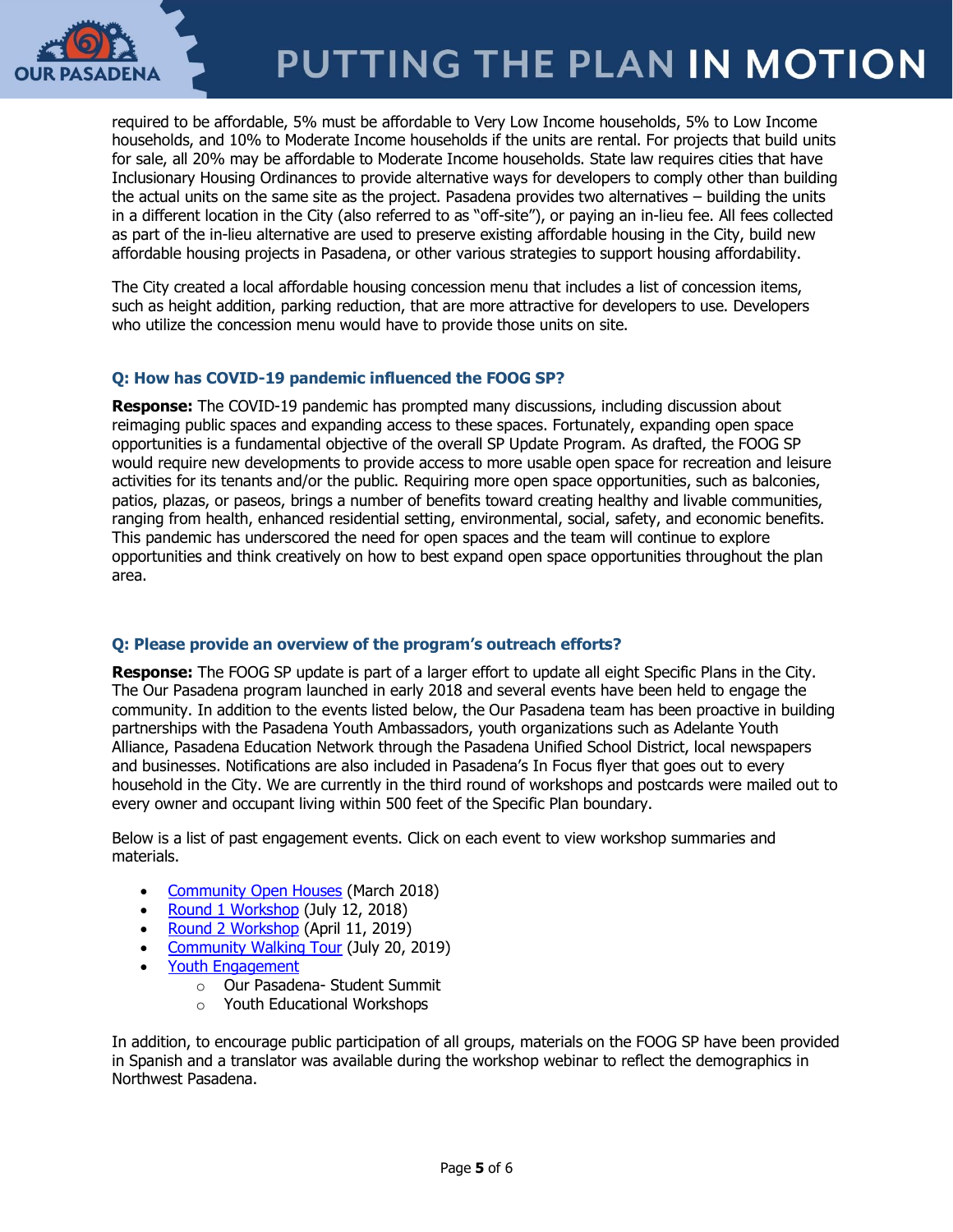required to be affordable, 5% must be affordable to Very Low Income households, 5% to Low Income households, and 10% to Moderate Income households if the units are rental. For projects that build units for sale, all 20% may be affordable to Moderate Income households. State law requires cities that have Inclusionary Housing Ordinances to provide alternative ways for developers to comply other than building the actual units on the same site as the project. Pasadena provides two alternatives – building the units in a different location in the City (also referred to as "off-site"), or paying an in-lieu fee. All fees collected as part of the in-lieu alternative are used to preserve existing affordable housing in the City, build new affordable housing projects in Pasadena, or other various strategies to support housing affordability.

The City created a local affordable housing concession menu that includes a list of concession items, such as height addition, parking reduction, that are more attractive for developers to use. Developers who utilize the concession menu would have to provide those units on site.

### Q: How has COVID-19 pandemic influenced the FOOG SP?

**Response:** The COVID-19 pandemic has prompted many discussions, including discussion about reimaging public spaces and expanding access to these spaces. Fortunately, expanding open space opportunities is a fundamental objective of the overall SP Update Program. As drafted, the FOOG SP would require new developments to provide access to more usable open space for recreation and leisure activities for its tenants and/or the public. Requiring more open space opportunities, such as balconies, patios, plazas, or paseos, brings a number of benefits toward creating healthy and livable communities, ranging from health, enhanced residential setting, environmental, social, safety, and economic benefits. This pandemic has underscored the need for open spaces and the team will continue to explore opportunities and think creatively on how to best expand open space opportunities throughout the plan area.

### Q: Please provide an overview of the program's outreach efforts?

**Response:** The FOOG SP update is part of a larger effort to update all eight Specific Plans in the City. The Our Pasadena program launched in early 2018 and several events have been held to engage the community. In addition to the events listed below, the Our Pasadena team has been proactive in building partnerships with the Pasadena Youth Ambassadors, youth organizations such as Adelante Youth Alliance, Pasadena Education Network through the Pasadena Unified School District, local newspapers and businesses. Notifications are also included in Pasadena's In Focus flyer that goes out to every household in the City. We are currently in the third round of workshops and postcards were mailed out to every owner and occupant living within 500 feet of the Specific Plan boundary.

Below is a list of past engagement events. Click on each event to view workshop summaries and materials.

- Community Open Houses (March 2018)
- Round 1 Workshop (July 12, 2018)
- Round 2 Workshop (April 11, 2019)
- Community Walking Tour (July 20, 2019)
- Youth Engagement
  - Our Pasadena- Student Summit
  - Youth Educational Workshops

In addition, to encourage public participation of all groups, materials on the FOOG SP have been provided in Spanish and a translator was available during the workshop webinar to reflect the demographics in Northwest Pasadena.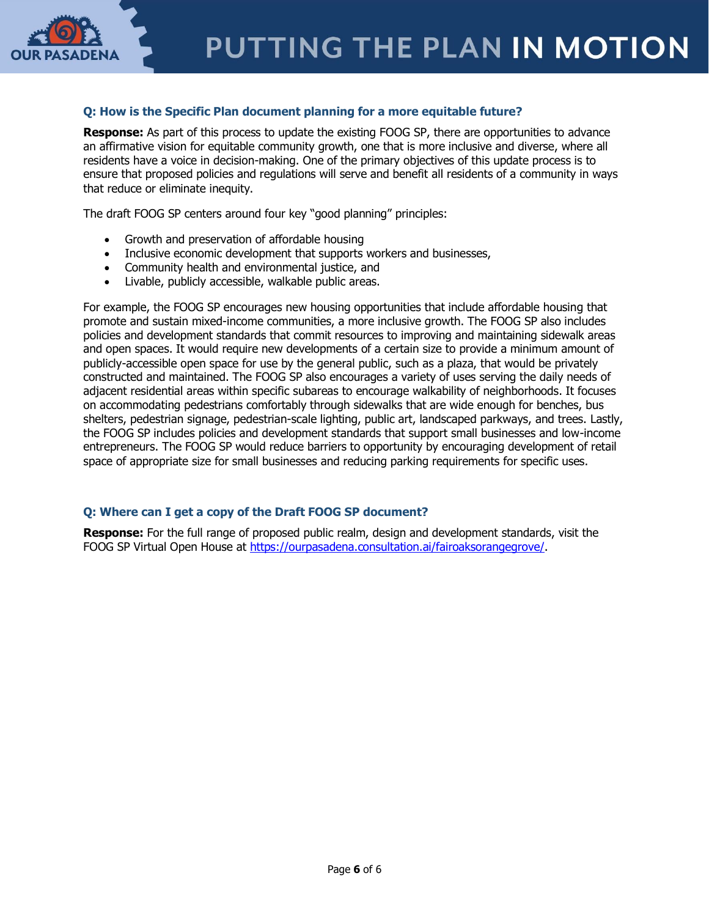### Q: How is the Specific Plan document planning for a more equitable future?

**Response:** As part of this process to update the existing FOOG SP, there are opportunities to advance an affirmative vision for equitable community growth, one that is more inclusive and diverse, where all residents have a voice in decision-making. One of the primary objectives of this update process is to ensure that proposed policies and regulations will serve and benefit all residents of a community in ways that reduce or eliminate inequity.

The draft FOOG SP centers around four key "good planning" principles:

- Growth and preservation of affordable housing
- Inclusive economic development that supports workers and businesses,
- Community health and environmental justice, and
- Livable, publicly accessible, walkable public areas.

For example, the FOOG SP encourages new housing opportunities that include affordable housing that promote and sustain mixed-income communities, a more inclusive growth. The FOOG SP also includes policies and development standards that commit resources to improving and maintaining sidewalk areas and open spaces. It would require new developments of a certain size to provide a minimum amount of publicly-accessible open space for use by the general public, such as a plaza, that would be privately constructed and maintained. The FOOG SP also encourages a variety of uses serving the daily needs of adjacent residential areas within specific subareas to encourage walkability of neighborhoods. It focuses on accommodating pedestrians comfortably through sidewalks that are wide enough for benches, bus shelters, pedestrian signage, pedestrian-scale lighting, public art, landscaped parkways, and trees. Lastly, the FOOG SP includes policies and development standards that support small businesses and low-income entrepreneurs. The FOOG SP would reduce barriers to opportunity by encouraging development of retail space of appropriate size for small businesses and reducing parking requirements for specific uses.

### Q: Where can I get a copy of the Draft FOOG SP document?

**Response:** For the full range of proposed public realm, design and development standards, visit the FOOG SP Virtual Open House at [https://ourpasadena.consultation.ai/fairoaksorangegrove/](https://ourpasadena.consultation.ai/fairoaksorangegrove/).